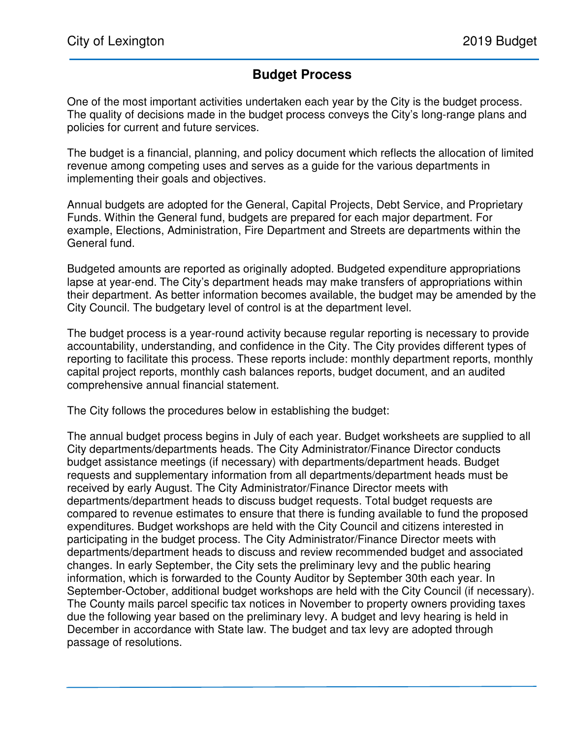## Budget Process

One of the most important activities undertaken each year by the City is the budget process. The quality of decisions made in the budget process conveys the City's long-range plans and policies for current and future services.

The budget is a financial, planning, and policy document which reflects the allocation of limited revenue among competing uses and serves as a guide for the various departments in implementing their goals and objectives.

Annual budgets are adopted for the General, Capital Projects, Debt Service, and Proprietary Funds. Within the General fund, budgets are prepared for each major department. For example, Elections, Administration, Fire Department and Streets are departments within the General fund.

Budgeted amounts are reported as originally adopted. Budgeted expenditure appropriations lapse at year-end. The City's department heads may make transfers of appropriations within their department. As better information becomes available, the budget may be amended by the City Council. The budgetary level of control is at the department level.

The budget process is a year-round activity because regular reporting is necessary to provide accountability, understanding, and confidence in the City. The City provides different types of reporting to facilitate this process. These reports include: monthly department reports, monthly capital project reports, monthly cash balances reports, budget document, and an audited comprehensive annual financial statement.

The City follows the procedures below in establishing the budget:

The annual budget process begins in July of each year. Budget worksheets are supplied to all City departments/departments heads. The City Administrator/Finance Director conducts budget assistance meetings (if necessary) with departments/department heads. Budget requests and supplementary information from all departments/department heads must be received by early August. The City Administrator/Finance Director meets with departments/department heads to discuss budget requests. Total budget requests are compared to revenue estimates to ensure that there is funding available to fund the proposed expenditures. Budget workshops are held with the City Council and citizens interested in participating in the budget process. The City Administrator/Finance Director meets with departments/department heads to discuss and review recommended budget and associated changes. In early September, the City sets the preliminary levy and the public hearing information, which is forwarded to the County Auditor by September 30th each year. In September-October, additional budget workshops are held with the City Council (if necessary). The County mails parcel specific tax notices in November to property owners providing taxes due the following year based on the preliminary levy. A budget and levy hearing is held in December in accordance with State law. The budget and tax levy are adopted through passage of resolutions.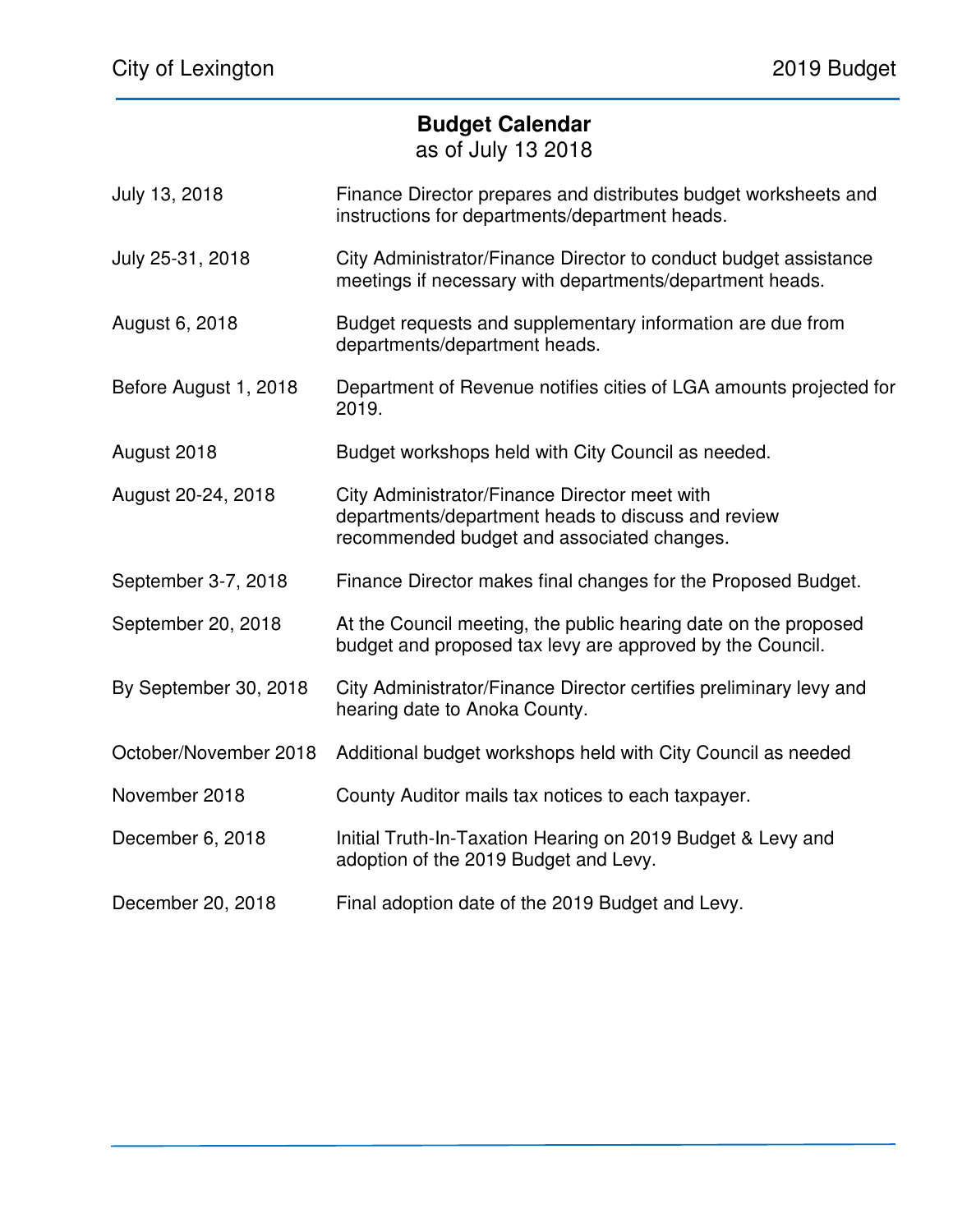## Budget Calendar

as of July 13 2018

| | |
|---|---|
| July 13, 2018 | Finance Director prepares and distributes budget worksheets and instructions for departments/department heads. |
| July 25-31, 2018 | City Administrator/Finance Director to conduct budget assistance meetings if necessary with departments/department heads. |
| August 6, 2018 | Budget requests and supplementary information are due from departments/department heads. |
| Before August 1, 2018 | Department of Revenue notifies cities of LGA amounts projected for 2019. |
| August 2018 | Budget workshops held with City Council as needed. |
| August 20-24, 2018 | City Administrator/Finance Director meet with departments/department heads to discuss and review recommended budget and associated changes. |
| September 3-7, 2018 | Finance Director makes final changes for the Proposed Budget. |
| September 20, 2018 | At the Council meeting, the public hearing date on the proposed budget and proposed tax levy are approved by the Council. |
| By September 30, 2018 | City Administrator/Finance Director certifies preliminary levy and hearing date to Anoka County. |
| October/November 2018 | Additional budget workshops held with City Council as needed |
| November 2018 | County Auditor mails tax notices to each taxpayer. |
| December 6, 2018 | Initial Truth-In-Taxation Hearing on 2019 Budget & Levy and adoption of the 2019 Budget and Levy. |
| December 20, 2018 | Final adoption date of the 2019 Budget and Levy. |